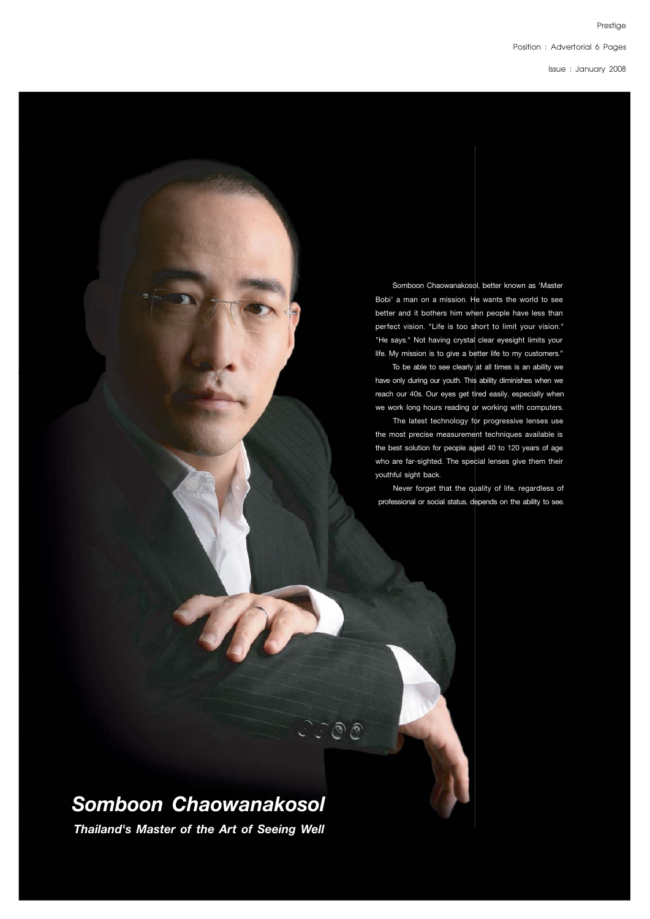Prestige

Position : Advertorial 6 Pages

Issue : January 2008

Somboon Chaowanakosol, better known as 'Master Bobi' a man on a mission. He wants the world to see better and it bothers him when people have less than perfect vision. "Life is too short to limit your vision." "He says." Not having crystal clear eyesight limits your life. My mission is to give a better life to my customers."

To be able to see clearly at all times is an ability we have only during our youth. This ability diminishes when we reach our 40s. Our eyes get tired easily, especially when we work long hours reading or working with computers.

The latest technology for progressive lenses use the most precise measurement techniques available is the best solution for people aged 40 to 120 years of age who are far-sighted. The special lenses give them their youthful sight back.

Never forget that the quality of life, regardless of professional or social status, depends on the ability to see.

# *Somboon Chaowanakosol*

***Thailand's Master of the Art of Seeing Well***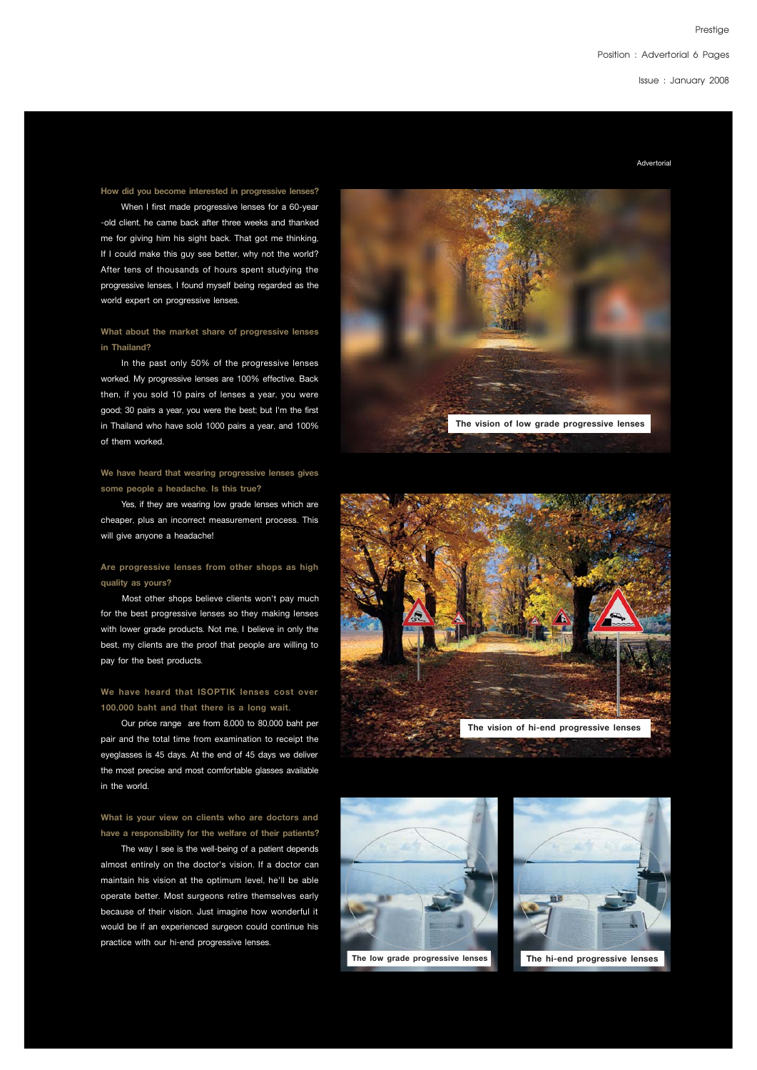**How did you become interested in progressive lenses?**

When I first made progressive lenses for a 60-year -old client, he came back after three weeks and thanked me for giving him his sight back. That got me thinking. If I could make this guy see better, why not the world? After tens of thousands of hours spent studying the progressive lenses, I found myself being regarded as the world expert on progressive lenses.

**What about the market share of progressive lenses in Thailand?**

In the past only 50% of the progressive lenses worked. My progressive lenses are 100% effective. Back then, if you sold 10 pairs of lenses a year, you were good; 30 pairs a year, you were the best; but I'm the first in Thailand who have sold 1000 pairs a year, and 100% of them worked.

**We have heard that wearing progressive lenses gives some people a headache. Is this true?**

Yes, if they are wearing low grade lenses which are cheaper, plus an incorrect measurement process. This will give anyone a headache!

**Are progressive lenses from other shops as high quality as yours?**

Most other shops believe clients won't pay much for the best progressive lenses so they making lenses with lower grade products. Not me, I believe in only the best, my clients are the proof that people are willing to pay for the best products.

**We have heard that ISOPTIK lenses cost over 100,000 baht and that there is a long wait.**

Our price range are from 8,000 to 80,000 baht per pair and the total time from examination to receipt the eyeglasses is 45 days. At the end of 45 days we deliver the most precise and most comfortable glasses available in the world.

**What is your view on clients who are doctors and have a responsibility for the welfare of their patients?**

The way I see is the well-being of a patient depends almost entirely on the doctor's vision. If a doctor can maintain his vision at the optimum level, he'll be able operate better. Most surgeons retire themselves early because of their vision. Just imagine how wonderful it would be if an experienced surgeon could continue his practice with our hi-end progressive lenses.

The vision of low grade progressive lenses

The vision of hi-end progressive lenses

The low grade progressive lenses

The hi-end progressive lenses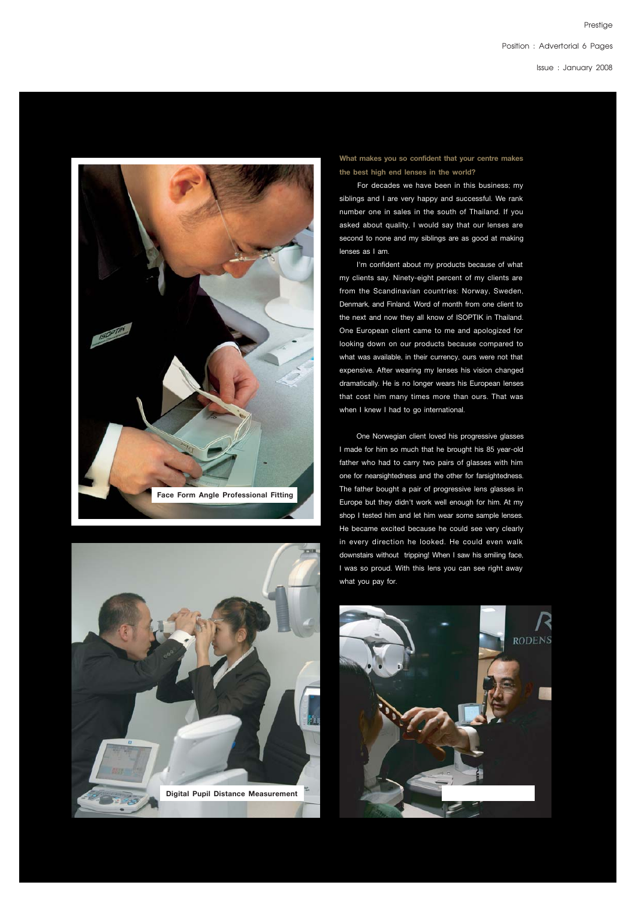**What makes you so confident that your centre makes the best high end lenses in the world?**

For decades we have been in this business; my siblings and I are very happy and successful. We rank number one in sales in the south of Thailand. If you asked about quality, I would say that our lenses are second to none and my siblings are as good at making lenses as I am.

I'm confident about my products because of what my clients say. Ninety-eight percent of my clients are from the Scandinavian countries: Norway, Sweden, Denmark, and Finland. Word of month from one client to the next and now they all know of ISOPTIK in Thailand. One European client came to me and apologized for looking down on our products because compared to what was available, in their currency, ours were not that expensive. After wearing my lenses his vision changed dramatically. He is no longer wears his European lenses that cost him many times more than ours. That was when I knew I had to go international.

One Norwegian client loved his progressive glasses I made for him so much that he brought his 85 year-old father who had to carry two pairs of glasses with him one for nearsightedness and the other for farsightedness. The father bought a pair of progressive lens glasses in Europe but they didn't work well enough for him. At my shop I tested him and let him wear some sample lenses. He became excited because he could see very clearly in every direction he looked. He could even walk downstairs without tripping! When I saw his smiling face, I was so proud. With this lens you can see right away what you pay for.

Face Form Angle Professional Fitting

Digital Pupil Distance Measurement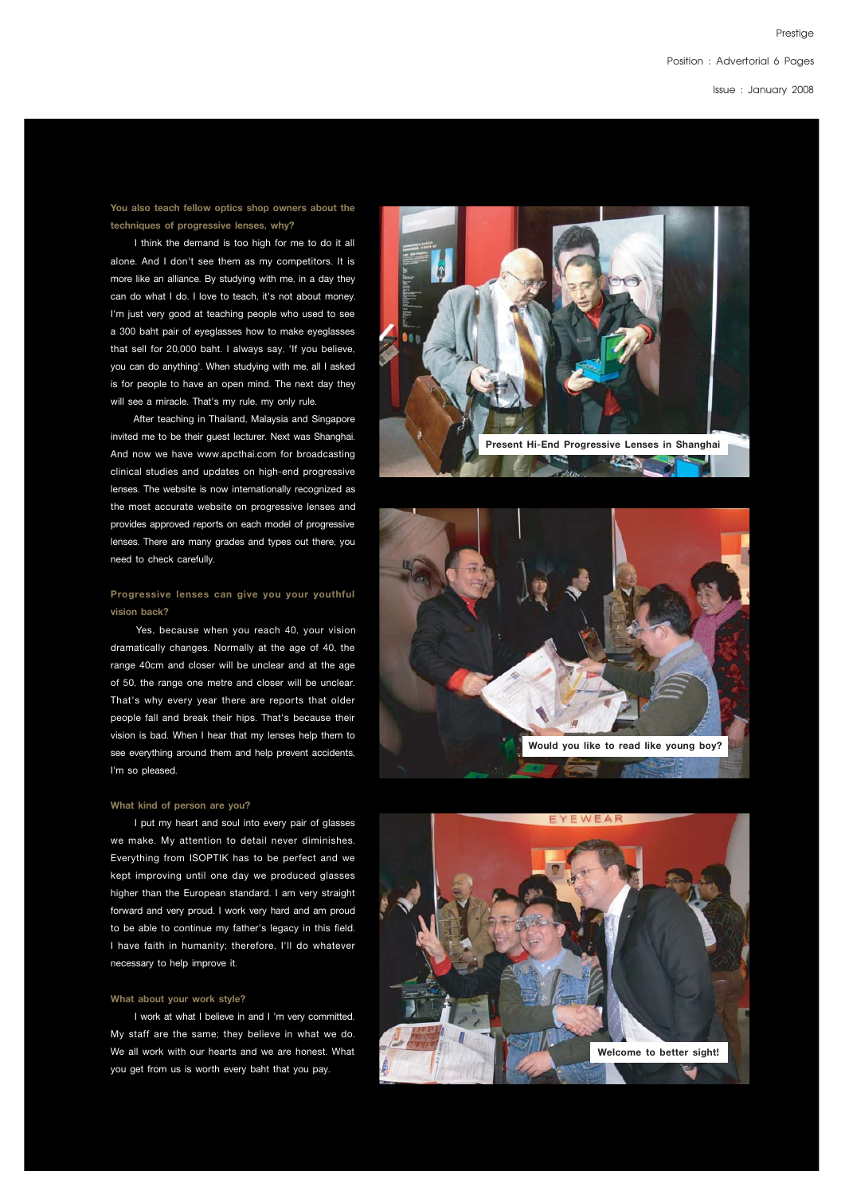### You also teach fellow optics shop owners about the techniques of progressive lenses, why?

I think the demand is too high for me to do it all alone. And I don't see them as my competitors. It is more like an alliance. By studying with me, in a day they can do what I do. I love to teach, it's not about money. I'm just very good at teaching people who used to see a 300 baht pair of eyeglasses how to make eyeglasses that sell for 20,000 baht. I always say, 'If you believe, you can do anything'. When studying with me, all I asked is for people to have an open mind. The next day they will see a miracle. That's my rule, my only rule.

After teaching in Thailand, Malaysia and Singapore invited me to be their guest lecturer. Next was Shanghai. And now we have www.apcthai.com for broadcasting clinical studies and updates on high-end progressive lenses. The website is now internationally recognized as the most accurate website on progressive lenses and provides approved reports on each model of progressive lenses. There are many grades and types out there, you need to check carefully.

### Progressive lenses can give you your youthful vision back?

Yes, because when you reach 40, your vision dramatically changes. Normally at the age of 40, the range 40cm and closer will be unclear and at the age of 50, the range one metre and closer will be unclear. That's why every year there are reports that older people fall and break their hips. That's because their vision is bad. When I hear that my lenses help them to see everything around them and help prevent accidents, I'm so pleased.

### What kind of person are you?

I put my heart and soul into every pair of glasses we make. My attention to detail never diminishes. Everything from ISOPTIK has to be perfect and we kept improving until one day we produced glasses higher than the European standard. I am very straight forward and very proud. I work very hard and am proud to be able to continue my father's legacy in this field. I have faith in humanity; therefore, I'll do whatever necessary to help improve it.

### What about your work style?

I work at what I believe in and I 'm very committed. My staff are the same; they believe in what we do. We all work with our hearts and we are honest. What you get from us is worth every baht that you pay.

Present Hi-End Progressive Lenses in Shanghai

Would you like to read like young boy?

Welcome to better sight!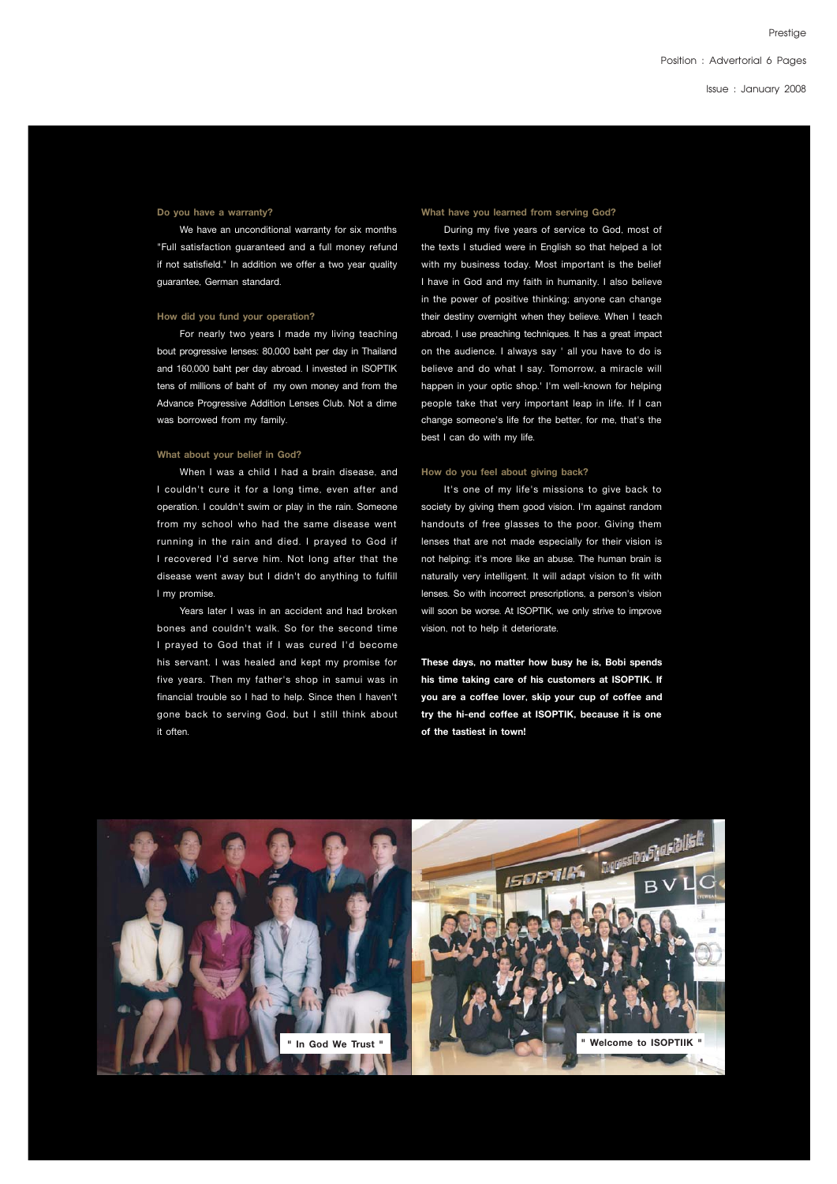**Do you have a warranty?**

We have an unconditional warranty for six months "Full satisfaction guaranteed and a full money refund if not satisfied." In addition we offer a two year quality guarantee, German standard.

**How did you fund your operation?**

For nearly two years I made my living teaching bout progressive lenses: 80,000 baht per day in Thailand and 160,000 baht per day abroad. I invested in ISOPTIK tens of millions of baht of my own money and from the Advance Progressive Addition Lenses Club. Not a dime was borrowed from my family.

**What about your belief in God?**

When I was a child I had a brain disease, and I couldn't cure it for a long time, even after and operation. I couldn't swim or play in the rain. Someone from my school who had the same disease went running in the rain and died. I prayed to God if I recovered I'd serve him. Not long after that the disease went away but I didn't do anything to fulfill l my promise.

Years later I was in an accident and had broken bones and couldn't walk. So for the second time I prayed to God that if I was cured I'd become his servant. I was healed and kept my promise for five years. Then my father's shop in samui was in financial trouble so I had to help. Since then I haven't gone back to serving God, but I still think about it often.

**What have you learned from serving God?**

During my five years of service to God, most of the texts I studied were in English so that helped a lot with my business today. Most important is the belief I have in God and my faith in humanity. I also believe in the power of positive thinking; anyone can change their destiny overnight when they believe. When I teach abroad, I use preaching techniques. It has a great impact on the audience. I always say ' all you have to do is believe and do what I say. Tomorrow, a miracle will happen in your optic shop.' I'm well-known for helping people take that very important leap in life. If I can change someone's life for the better, for me, that's the best I can do with my life.

**How do you feel about giving back?**

It's one of my life's missions to give back to society by giving them good vision. I'm against random handouts of free glasses to the poor. Giving them lenses that are not made especially for their vision is not helping; it's more like an abuse. The human brain is naturally very intelligent. It will adapt vision to fit with lenses. So with incorrect prescriptions, a person's vision will soon be worse. At ISOPTIK, we only strive to improve vision, not to help it deteriorate.

**These days, no matter how busy he is, Bobi spends his time taking care of his customers at ISOPTIK. If you are a coffee lover, skip your cup of coffee and try the hi-end coffee at ISOPTIK, because it is one of the tastiest in town!**

" In God We Trust "

" Welcome to ISOPTIIK "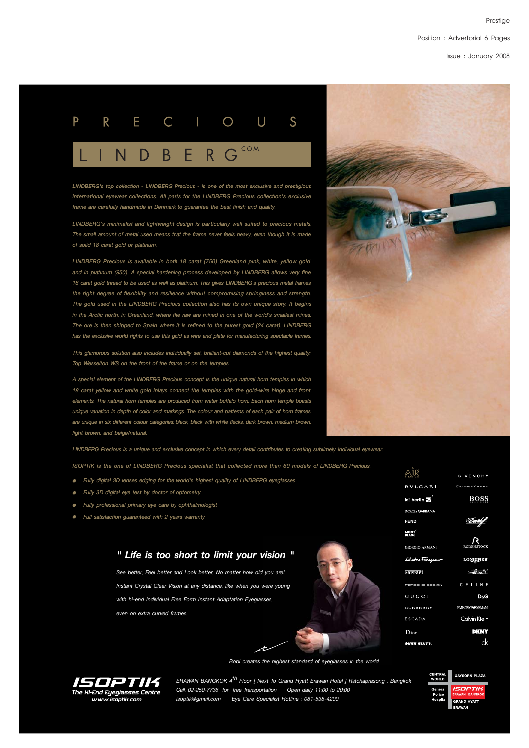Prestige

Position : Advertorial 6 Pages

Issue : January 2008

# P R E C I O U S

## L I N D B E R G COM

*LINDBERG's top collection - LINDBERG Precious - is one of the most exclusive and prestigious international eyewear collections. All parts for the LINDBERG Precious collection's exclusive frame are carefully handmade in Denmark to guarantee the best finish and quality.*

*LINDBERG's minimalist and lightweight design is particularly well suited to precious metals. The small amount of metal used means that the frame never feels heavy, even though it is made of solid 18 carat gold or platinum.*

*LINDBERG Precious is available in both 18 carat (750) Greenland pink, white, yellow gold and in platinum (950). A special hardening process developed by LINDBERG allows very fine 18 carat gold thread to be used as well as platinum. This gives LINDBERG's precious metal frames the right degree of flexibility and resilience without compromising springiness and strength. The gold used in the LINDBERG Precious collection also has its own unique story. It begins in the Arctic north, in Greenland, where the raw are mined in one of the world's smallest mines. The ore is then shipped to Spain where it is refined to the purest gold (24 carat). LINDBERG has the exclusive world rights to use this gold as wire and plate for manufacturing spectacle frames.*

*This glamorous solution also includes individually set, brilliant-cut diamonds of the highest quality: Top Wesselton WS on the front of the frame or on the temples.*

*A special element of the LINDBERG Precious concept is the unique natural horn temples in which 18 carat yellow and white gold inlays connect the temples with the gold-wire hinge and front elements. The natural horn temples are produced from water buffalo horn. Each horn temple boasts unique variation in depth of color and markings. The colour and patterns of each pair of horn frames are unique in six different colour categories: black, black with white flecks, dark brown, medium brown, light brown, and beige/natural.*

*LINDBERG Precious is a unique and exclusive concept in which every detail contributes to creating sublimely individual eyewear.*

*ISOPTIK is the one of LINDBERG Precious specialist that collected more than 60 models of LINDBERG Precious.*

- *Fully digital 3D lenses edging for the world's highest quality of LINDBERG eyeglasses*
- *Fully 3D digital eye test by doctor of optometry*
- *Fully professional primary eye care by ophthalmologist*
- *Full satisfaction guaranteed with 2 years warranty*

### " Life is too short to limit your vision "

*See better, Feel better and Look better, No matter how old you are!*

*Instant Crystal Clear Vision at any distance, like when you were young with hi-end Individual Free Form Instant Adaptation Eyeglasses, even on extra curved frames.*

*Bobi creates the highest standard of eyeglasses in the world.*

AIR TITANIUM, GIVENCHY, BVLGARI, DONNA KARAN, ic! berlin, BOSS, DOLCE & GABBANA, FENDI, Davidoff, MONT BLANC, GIORGIO ARMANI, RODENSTOCK, Salvatore Ferragamo, LONGINES, Ferrari, Silhouette, PORSCHE DESIGN, CELINE, GUCCI, D&G, BURBERRY, EMPORIO ARMANI, ESCADA, Calvin Klein, Dior, DKNY, MISS SIXTY, ck

**ISOPTIK**
*The Hi-End Eyeglasses Centre*
*www.isoptik.com*

*ERAWAN BANGKOK 4th Floor [ Next To Grand Hyatt Erawan Hotel ] Ratchaprasong . Bangkok*
*Call. 02-250-7736 for free Transportation    Open daily 11:00 to 20:00*
*isoptik@gmail.com    Eye Care Specialist Hotline : 081-538-4200*

CENTRAL WORLD, GAYSORN PLAZA, General Police Hospital, ISOPTIK ERAWAN BANGKOK, GRAND HYATT ERAWAN